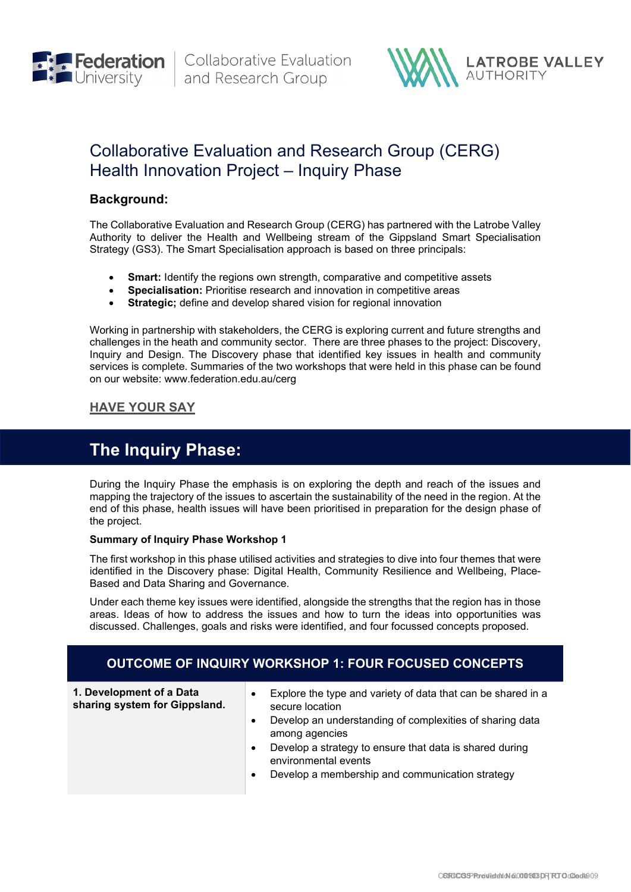# Collaborative Evaluation and Research Group (CERG) Health Innovation Project – Inquiry Phase

## Background:

The Collaborative Evaluation and Research Group (CERG) has partnered with the Latrobe Valley Authority to deliver the Health and Wellbeing stream of the Gippsland Smart Specialisation Strategy (GS3). The Smart Specialisation approach is based on three principals:

- **Smart:** Identify the regions own strength, comparative and competitive assets
- **Specialisation:** Prioritise research and innovation in competitive areas
- **Strategic;** define and develop shared vision for regional innovation

Working in partnership with stakeholders, the CERG is exploring current and future strengths and challenges in the heath and community sector. There are three phases to the project: Discovery, Inquiry and Design. The Discovery phase that identified key issues in health and community services is complete. Summaries of the two workshops that were held in this phase can be found on our website: www.federation.edu.au/cerg

**HAVE YOUR SAY**

## The Inquiry Phase:

During the Inquiry Phase the emphasis is on exploring the depth and reach of the issues and mapping the trajectory of the issues to ascertain the sustainability of the need in the region. At the end of this phase, health issues will have been prioritised in preparation for the design phase of the project.

**Summary of Inquiry Phase Workshop 1**

The first workshop in this phase utilised activities and strategies to dive into four themes that were identified in the Discovery phase: Digital Health, Community Resilience and Wellbeing, Place-Based and Data Sharing and Governance.

Under each theme key issues were identified, alongside the strengths that the region has in those areas. Ideas of how to address the issues and how to turn the ideas into opportunities was discussed. Challenges, goals and risks were identified, and four focussed concepts proposed.

| OUTCOME OF INQUIRY WORKSHOP 1: FOUR FOCUSED CONCEPTS | |
|---|---|
| **1. Development of a Data sharing system for Gippsland.** | • Explore the type and variety of data that can be shared in a secure location<br>• Develop an understanding of complexities of sharing data among agencies<br>• Develop a strategy to ensure that data is shared during environmental events<br>• Develop a membership and communication strategy |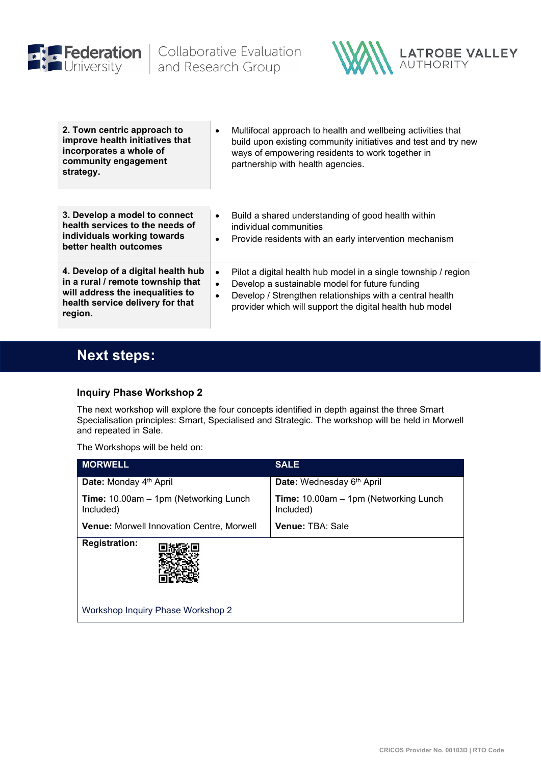| | |
|---|---|
| **2. Town centric approach to improve health initiatives that incorporates a whole of community engagement strategy.** | • Multifocal approach to health and wellbeing activities that build upon existing community initiatives and test and try new ways of empowering residents to work together in partnership with health agencies. |
| **3. Develop a model to connect health services to the needs of individuals working towards better health outcomes** | • Build a shared understanding of good health within individual communities<br>• Provide residents with an early intervention mechanism |
| **4. Develop of a digital health hub in a rural / remote township that will address the inequalities to health service delivery for that region.** | • Pilot a digital health hub model in a single township / region<br>• Develop a sustainable model for future funding<br>• Develop / Strengthen relationships with a central health provider which will support the digital health hub model |

## Next steps:

### Inquiry Phase Workshop 2

The next workshop will explore the four concepts identified in depth against the three Smart Specialisation principles: Smart, Specialised and Strategic. The workshop will be held in Morwell and repeated in Sale.

The Workshops will be held on:

| MORWELL | SALE |
|---|---|
| **Date:** Monday 4th April<br>**Time:** 10.00am – 1pm (Networking Lunch Included)<br>**Venue:** Morwell Innovation Centre, Morwell | **Date:** Wednesday 6th April<br>**Time:** 10.00am – 1pm (Networking Lunch Included)<br>**Venue:** TBA: Sale |
| **Registration:**<br>Workshop Inquiry Phase Workshop 2 | |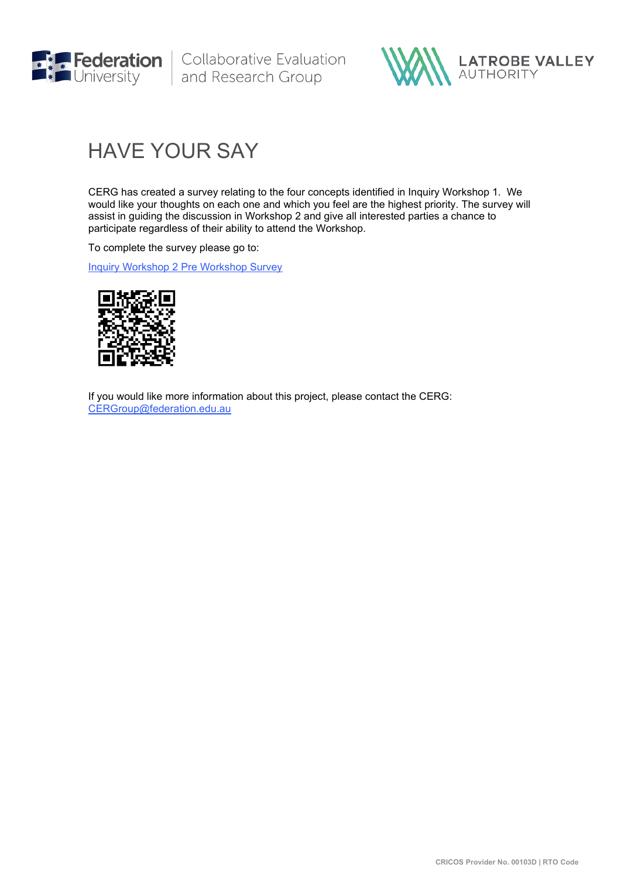# HAVE YOUR SAY

CERG has created a survey relating to the four concepts identified in Inquiry Workshop 1. We would like your thoughts on each one and which you feel are the highest priority. The survey will assist in guiding the discussion in Workshop 2 and give all interested parties a chance to participate regardless of their ability to attend the Workshop.

To complete the survey please go to:

Inquiry Workshop 2 Pre Workshop Survey

If you would like more information about this project, please contact the CERG: CERGroup@federation.edu.au